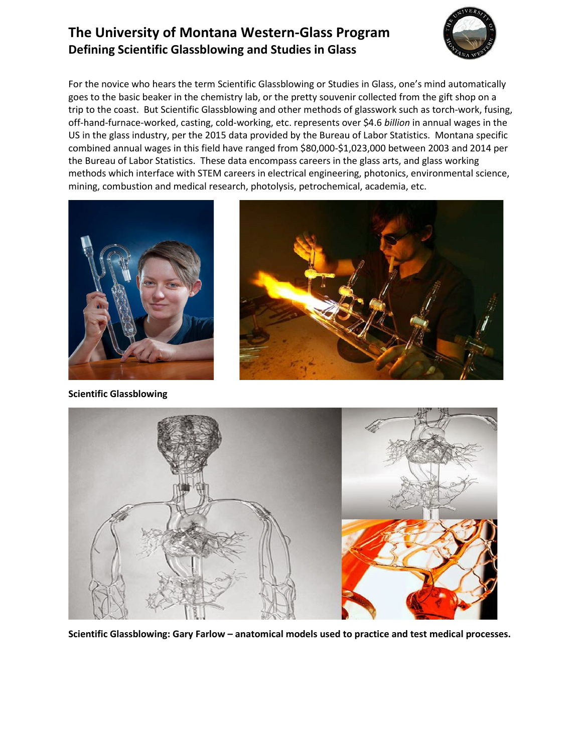# The University of Montana Western-Glass Program
## Defining Scientific Glassblowing and Studies in Glass

For the novice who hears the term Scientific Glassblowing or Studies in Glass, one's mind automatically goes to the basic beaker in the chemistry lab, or the pretty souvenir collected from the gift shop on a trip to the coast. But Scientific Glassblowing and other methods of glasswork such as torch-work, fusing, off-hand-furnace-worked, casting, cold-working, etc. represents over $4.6 *billion* in annual wages in the US in the glass industry, per the 2015 data provided by the Bureau of Labor Statistics. Montana specific combined annual wages in this field have ranged from $80,000-$1,023,000 between 2003 and 2014 per the Bureau of Labor Statistics. These data encompass careers in the glass arts, and glass working methods which interface with STEM careers in electrical engineering, photonics, environmental science, mining, combustion and medical research, photolysis, petrochemical, academia, etc.

**Scientific Glassblowing**

**Scientific Glassblowing: Gary Farlow – anatomical models used to practice and test medical processes.**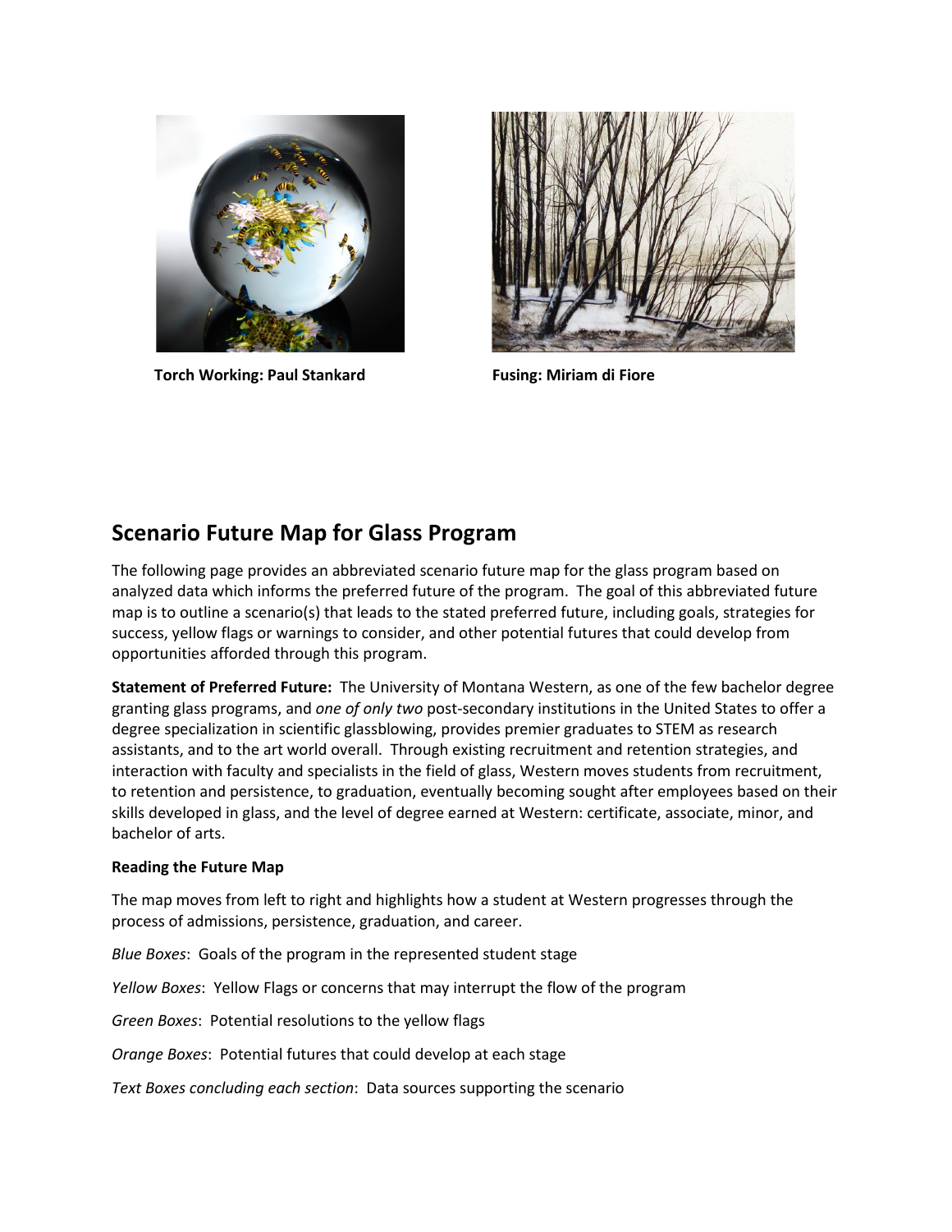Torch Working: Paul Stankard

Fusing: Miriam di Fiore

## Scenario Future Map for Glass Program

The following page provides an abbreviated scenario future map for the glass program based on analyzed data which informs the preferred future of the program. The goal of this abbreviated future map is to outline a scenario(s) that leads to the stated preferred future, including goals, strategies for success, yellow flags or warnings to consider, and other potential futures that could develop from opportunities afforded through this program.

**Statement of Preferred Future:** The University of Montana Western, as one of the few bachelor degree granting glass programs, and *one of only two* post-secondary institutions in the United States to offer a degree specialization in scientific glassblowing, provides premier graduates to STEM as research assistants, and to the art world overall. Through existing recruitment and retention strategies, and interaction with faculty and specialists in the field of glass, Western moves students from recruitment, to retention and persistence, to graduation, eventually becoming sought after employees based on their skills developed in glass, and the level of degree earned at Western: certificate, associate, minor, and bachelor of arts.

**Reading the Future Map**

The map moves from left to right and highlights how a student at Western progresses through the process of admissions, persistence, graduation, and career.

*Blue Boxes*: Goals of the program in the represented student stage

*Yellow Boxes*: Yellow Flags or concerns that may interrupt the flow of the program

*Green Boxes*: Potential resolutions to the yellow flags

*Orange Boxes*: Potential futures that could develop at each stage

*Text Boxes concluding each section*: Data sources supporting the scenario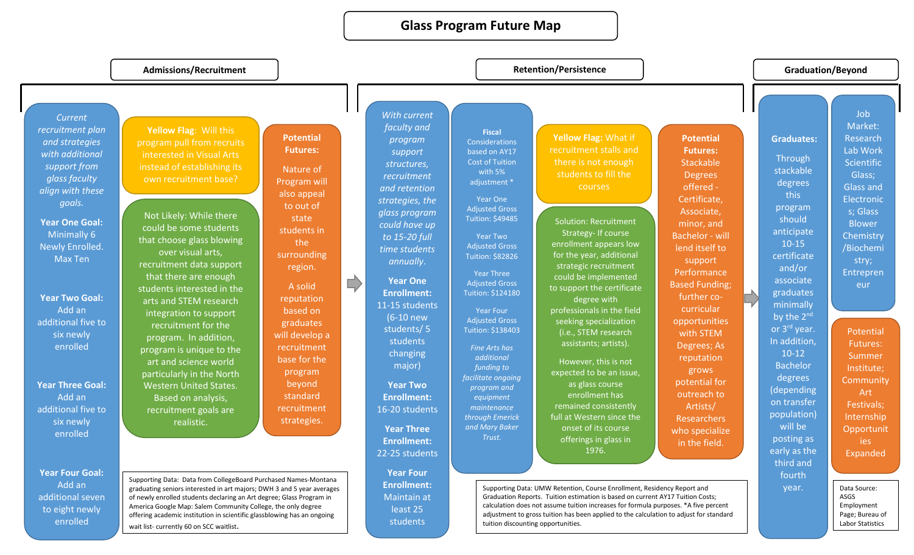# Glass Program Future Map

## Admissions/Recruitment

*Current recruitment plan and strategies with additional support from glass faculty align with these goals.*

**Year One Goal:** Minimally 6 Newly Enrolled. Max Ten

**Year Two Goal:** Add an additional five to six newly enrolled

**Year Three Goal:** Add an additional five to six newly enrolled

**Year Four Goal:** Add an additional seven to eight newly enrolled

**Yellow Flag:** Will this program pull from recruits interested in Visual Arts instead of establishing its own recruitment base?

Not Likely: While there could be some students that choose glass blowing over visual arts, recruitment data support that there are enough students interested in the arts and STEM research integration to support recruitment for the program. In addition, program is unique to the art and science world particularly in the North Western United States. Based on analysis, recruitment goals are realistic.

**Potential Futures:**

Nature of Program will also appeal to out of state students in the surrounding region.

A solid reputation based on graduates will develop a recruitment base for the program beyond standard recruitment strategies.

Supporting Data: Data from CollegeBoard Purchased Names-Montana graduating seniors interested in art majors; DWH 3 and 5 year averages of newly enrolled students declaring an Art degree; Glass Program in America Google Map: Salem Community College, the only degree offering academic institution in scientific glassblowing has an ongoing wait list- currently 60 on SCC waitlist.

## Retention/Persistence

*With current faculty and program support structures, recruitment and retention strategies, the glass program could have up to 15-20 full time students annually.*

**Year One Enrollment:** 11-15 students (6-10 new students/ 5 students changing major)

**Year Two Enrollment:** 16-20 students

**Year Three Enrollment:** 22-25 students

**Year Four Enrollment:** Maintain at least 25 students

**Fiscal** Considerations based on AY17 Cost of Tuition with 5% adjustment *

Year One Adjusted Gross Tuition: $49485

Year Two Adjusted Gross Tuition: $82826

Year Three Adjusted Gross Tuition: $124180

Year Four Adjusted Gross Tuition: $138403

*Fine Arts has additional funding to facilitate ongoing program and equipment maintenance through Emerick and Mary Baker Trust.*

**Yellow Flag:** What if recruitment stalls and there is not enough students to fill the courses

Solution: Recruitment Strategy- If course enrollment appears low for the year, additional strategic recruitment could be implemented to support the certificate degree with professionals in the field seeking specialization (i.e., STEM research assistants; artists).

However, this is not expected to be an issue, as glass course enrollment has remained consistently full at Western since the onset of its course offerings in glass in 1976.

**Potential Futures:** Stackable Degrees offered - Certificate, Associate, minor, and Bachelor - will lend itself to support Performance Based Funding; further co-curricular opportunities with STEM Degrees; As reputation grows potential for outreach to Artists/ Researchers who specialize in the field.

Supporting Data: UMW Retention, Course Enrollment, Residency Report and Graduation Reports. Tuition estimation is based on current AY17 Tuition Costs; calculation does not assume tuition increases for formula purposes. *A five percent adjustment to gross tuition has been applied to the calculation to adjust for standard tuition discounting opportunities.

## Graduation/Beyond

**Graduates:**

Through stackable degrees this program should anticipate 10-15 certificate and/or associate graduates minimally by the 2nd or 3rd year. In addition, 10-12 Bachelor degrees (depending on transfer population) will be posting as early as the third and fourth year.

Job Market: Research Lab Work Scientific Glass; Glass and Electronics; Glass Blower Chemistry /Biochemistry; Entrepreneur

Potential Futures: Summer Institute; Community Art Festivals; Internship Opportunities Expanded

Data Source: ASGS Employment Page; Bureau of Labor Statistics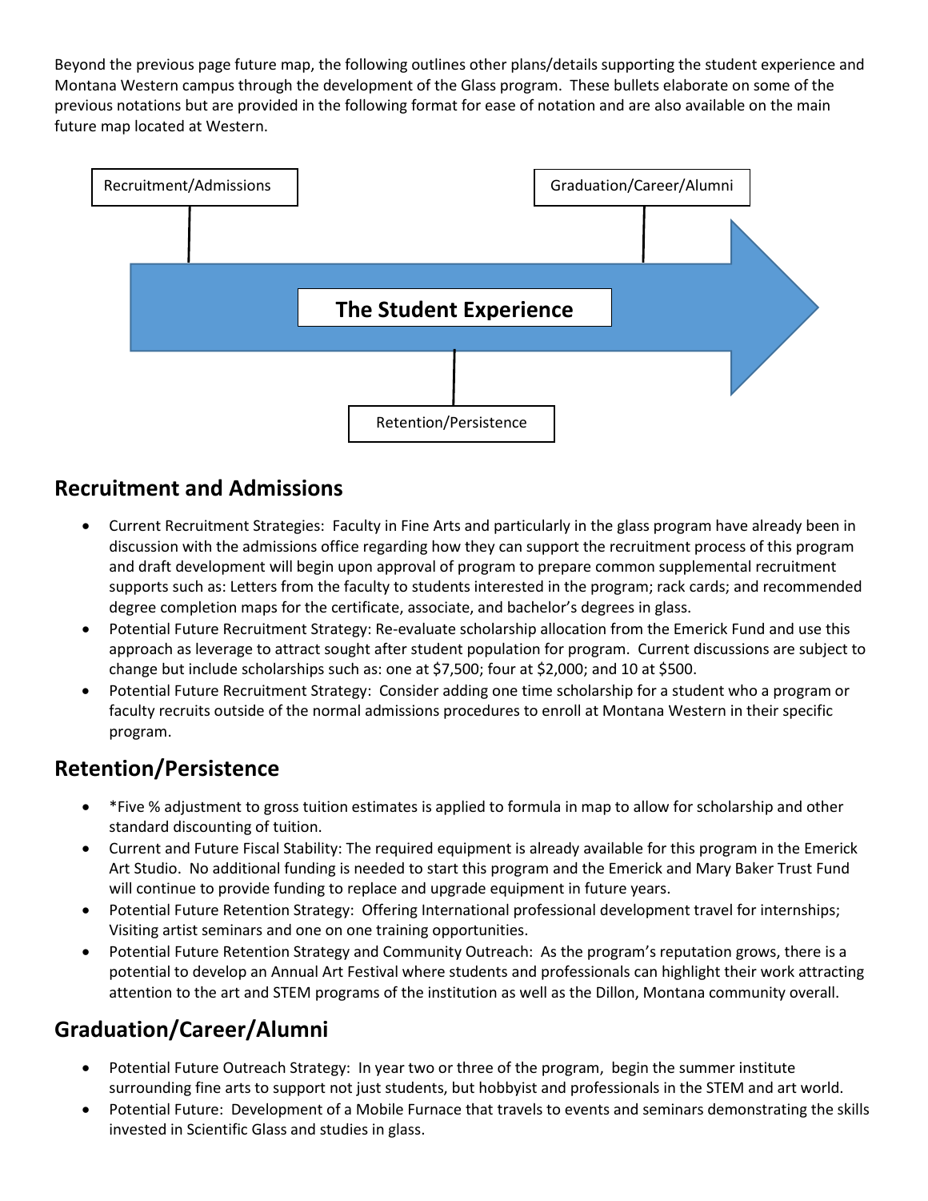Beyond the previous page future map, the following outlines other plans/details supporting the student experience and Montana Western campus through the development of the Glass program. These bullets elaborate on some of the previous notations but are provided in the following format for ease of notation and are also available on the main future map located at Western.

Recruitment/Admissions

Graduation/Career/Alumni

The Student Experience

Retention/Persistence

## Recruitment and Admissions

- Current Recruitment Strategies: Faculty in Fine Arts and particularly in the glass program have already been in discussion with the admissions office regarding how they can support the recruitment process of this program and draft development will begin upon approval of program to prepare common supplemental recruitment supports such as: Letters from the faculty to students interested in the program; rack cards; and recommended degree completion maps for the certificate, associate, and bachelor's degrees in glass.
- Potential Future Recruitment Strategy: Re-evaluate scholarship allocation from the Emerick Fund and use this approach as leverage to attract sought after student population for program. Current discussions are subject to change but include scholarships such as: one at $7,500; four at $2,000; and 10 at $500.
- Potential Future Recruitment Strategy: Consider adding one time scholarship for a student who a program or faculty recruits outside of the normal admissions procedures to enroll at Montana Western in their specific program.

## Retention/Persistence

- *Five % adjustment to gross tuition estimates is applied to formula in map to allow for scholarship and other standard discounting of tuition.
- Current and Future Fiscal Stability: The required equipment is already available for this program in the Emerick Art Studio. No additional funding is needed to start this program and the Emerick and Mary Baker Trust Fund will continue to provide funding to replace and upgrade equipment in future years.
- Potential Future Retention Strategy: Offering International professional development travel for internships; Visiting artist seminars and one on one training opportunities.
- Potential Future Retention Strategy and Community Outreach: As the program's reputation grows, there is a potential to develop an Annual Art Festival where students and professionals can highlight their work attracting attention to the art and STEM programs of the institution as well as the Dillon, Montana community overall.

## Graduation/Career/Alumni

- Potential Future Outreach Strategy: In year two or three of the program, begin the summer institute surrounding fine arts to support not just students, but hobbyist and professionals in the STEM and art world.
- Potential Future: Development of a Mobile Furnace that travels to events and seminars demonstrating the skills invested in Scientific Glass and studies in glass.